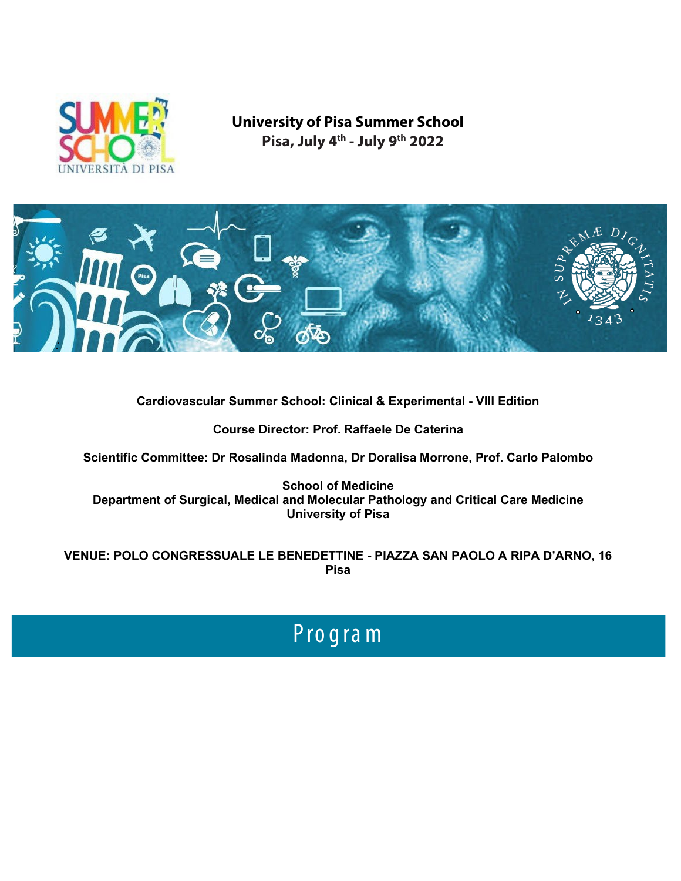**University of Pisa Summer School**
**Pisa, July 4th - July 9th 2022**

**Cardiovascular Summer School: Clinical & Experimental - VIII Edition**

**Course Director: Prof. Raffaele De Caterina**

**Scientific Committee: Dr Rosalinda Madonna, Dr Doralisa Morrone, Prof. Carlo Palombo**

**School of Medicine**
**Department of Surgical, Medical and Molecular Pathology and Critical Care Medicine**
**University of Pisa**

**VENUE: POLO CONGRESSUALE LE BENEDETTINE - PIAZZA SAN PAOLO A RIPA D'ARNO, 16 Pisa**

# Program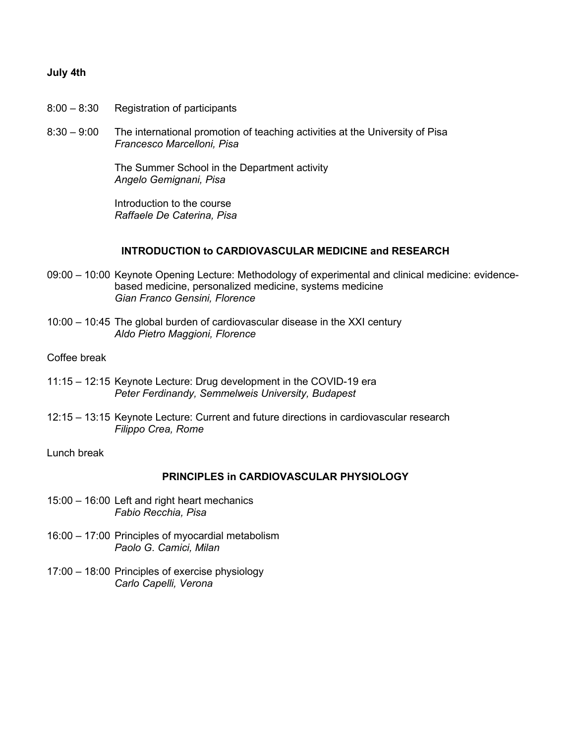**July 4th**

8:00 – 8:30 Registration of participants

8:30 – 9:00 The international promotion of teaching activities at the University of Pisa
*Francesco Marcelloni, Pisa*

The Summer School in the Department activity
*Angelo Gemignani, Pisa*

Introduction to the course
*Raffaele De Caterina, Pisa*

## INTRODUCTION to CARDIOVASCULAR MEDICINE and RESEARCH

09:00 – 10:00 Keynote Opening Lecture: Methodology of experimental and clinical medicine: evidence-based medicine, personalized medicine, systems medicine
*Gian Franco Gensini, Florence*

10:00 – 10:45 The global burden of cardiovascular disease in the XXI century
*Aldo Pietro Maggioni, Florence*

Coffee break

11:15 – 12:15 Keynote Lecture: Drug development in the COVID-19 era
*Peter Ferdinandy, Semmelweis University, Budapest*

12:15 – 13:15 Keynote Lecture: Current and future directions in cardiovascular research
*Filippo Crea, Rome*

Lunch break

## PRINCIPLES in CARDIOVASCULAR PHYSIOLOGY

15:00 – 16:00 Left and right heart mechanics
*Fabio Recchia, Pisa*

16:00 – 17:00 Principles of myocardial metabolism
*Paolo G. Camici, Milan*

17:00 – 18:00 Principles of exercise physiology
*Carlo Capelli, Verona*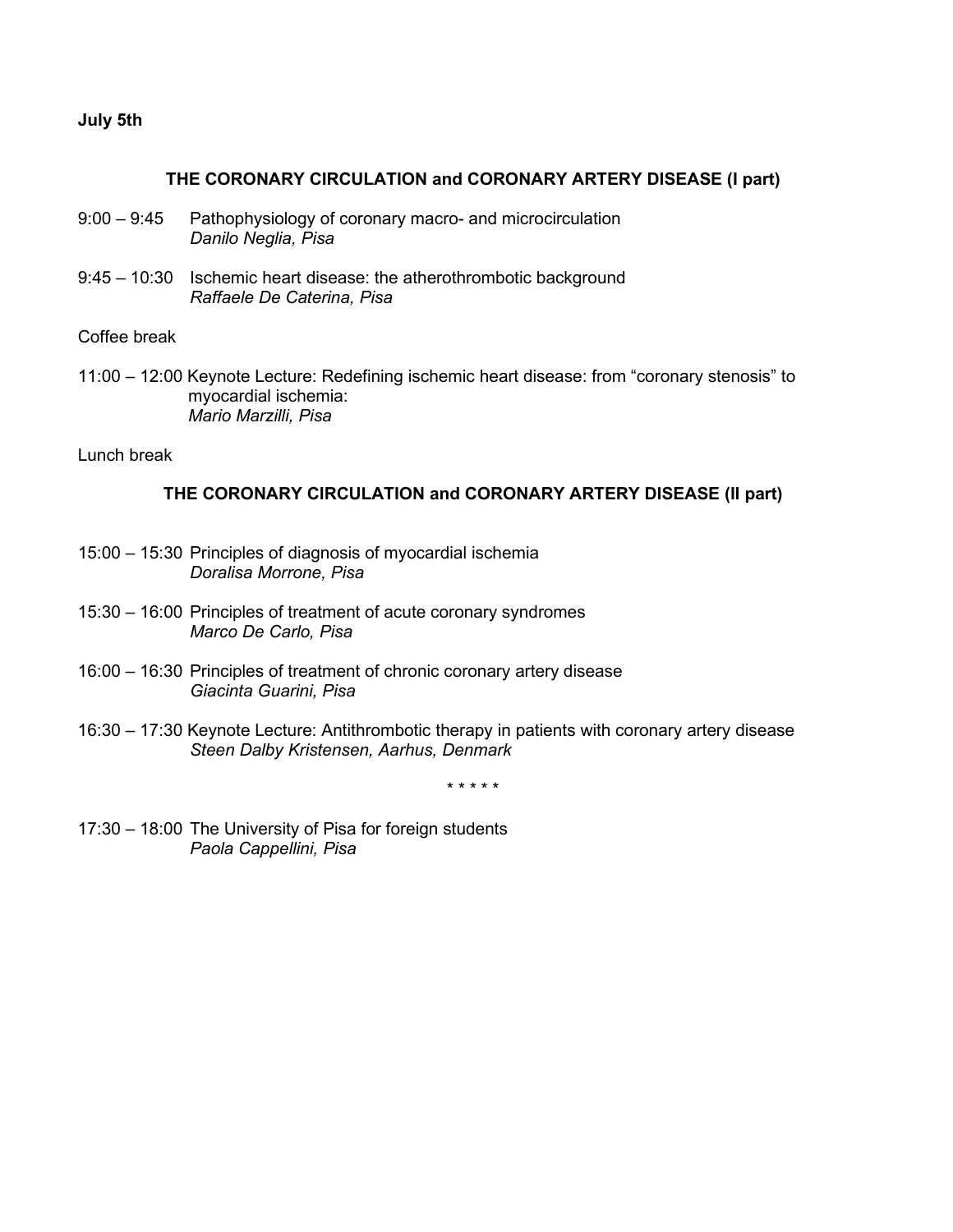**July 5th**

## THE CORONARY CIRCULATION and CORONARY ARTERY DISEASE (I part)

9:00 – 9:45 Pathophysiology of coronary macro- and microcirculation
*Danilo Neglia, Pisa*

9:45 – 10:30 Ischemic heart disease: the atherothrombotic background
*Raffaele De Caterina, Pisa*

Coffee break

11:00 – 12:00 Keynote Lecture: Redefining ischemic heart disease: from "coronary stenosis" to myocardial ischemia:
*Mario Marzilli, Pisa*

Lunch break

## THE CORONARY CIRCULATION and CORONARY ARTERY DISEASE (II part)

15:00 – 15:30 Principles of diagnosis of myocardial ischemia
*Doralisa Morrone, Pisa*

15:30 – 16:00 Principles of treatment of acute coronary syndromes
*Marco De Carlo, Pisa*

16:00 – 16:30 Principles of treatment of chronic coronary artery disease
*Giacinta Guarini, Pisa*

16:30 – 17:30 Keynote Lecture: Antithrombotic therapy in patients with coronary artery disease
*Steen Dalby Kristensen, Aarhus, Denmark*

\* \* \* \* \*

17:30 – 18:00 The University of Pisa for foreign students
*Paola Cappellini, Pisa*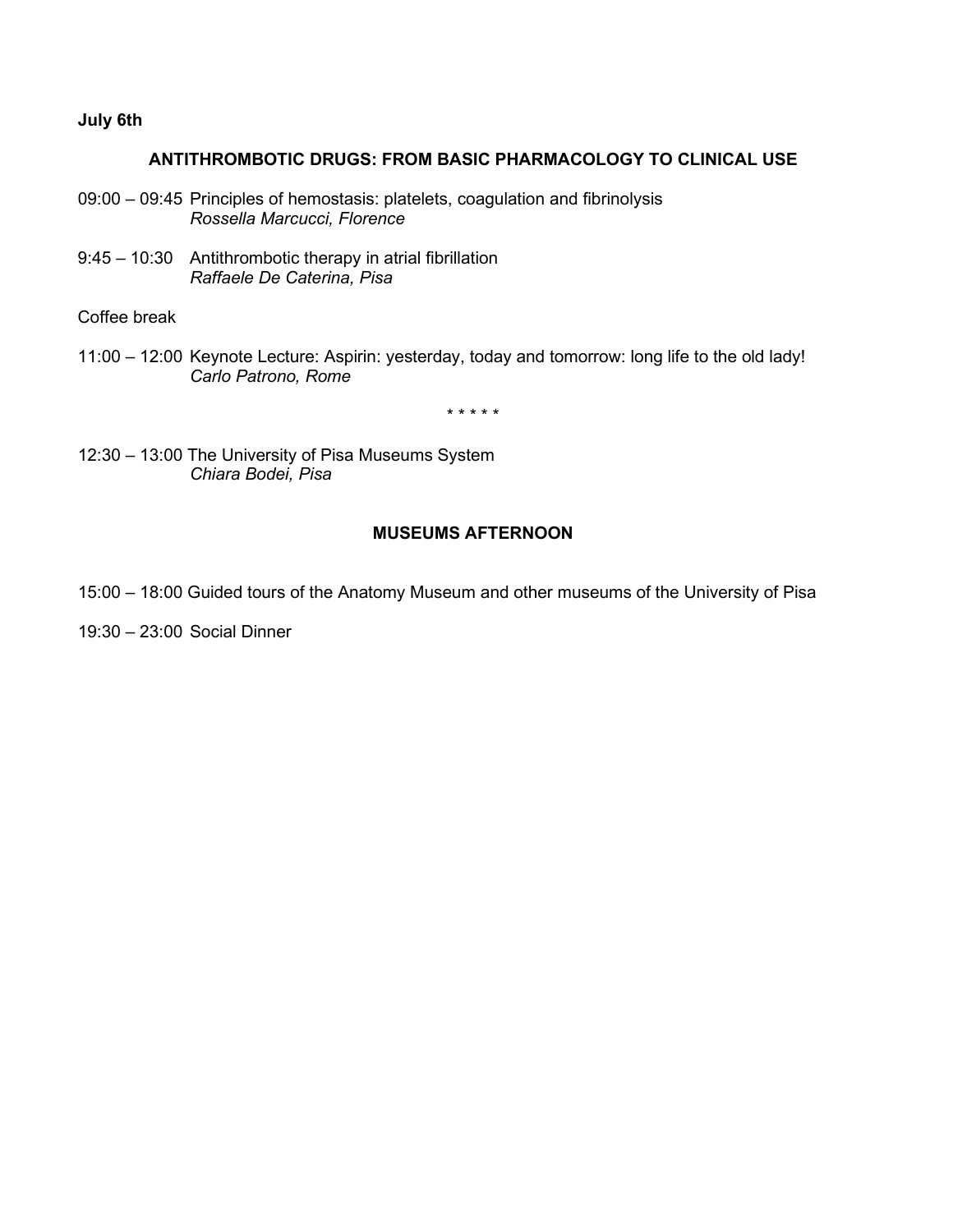**July 6th**

## ANTITHROMBOTIC DRUGS: FROM BASIC PHARMACOLOGY TO CLINICAL USE

09:00 – 09:45 Principles of hemostasis: platelets, coagulation and fibrinolysis
*Rossella Marcucci, Florence*

9:45 – 10:30 Antithrombotic therapy in atrial fibrillation
*Raffaele De Caterina, Pisa*

Coffee break

11:00 – 12:00 Keynote Lecture: Aspirin: yesterday, today and tomorrow: long life to the old lady!
*Carlo Patrono, Rome*

\* \* \* \* \*

12:30 – 13:00 The University of Pisa Museums System
*Chiara Bodei, Pisa*

## MUSEUMS AFTERNOON

15:00 – 18:00 Guided tours of the Anatomy Museum and other museums of the University of Pisa

19:30 – 23:00 Social Dinner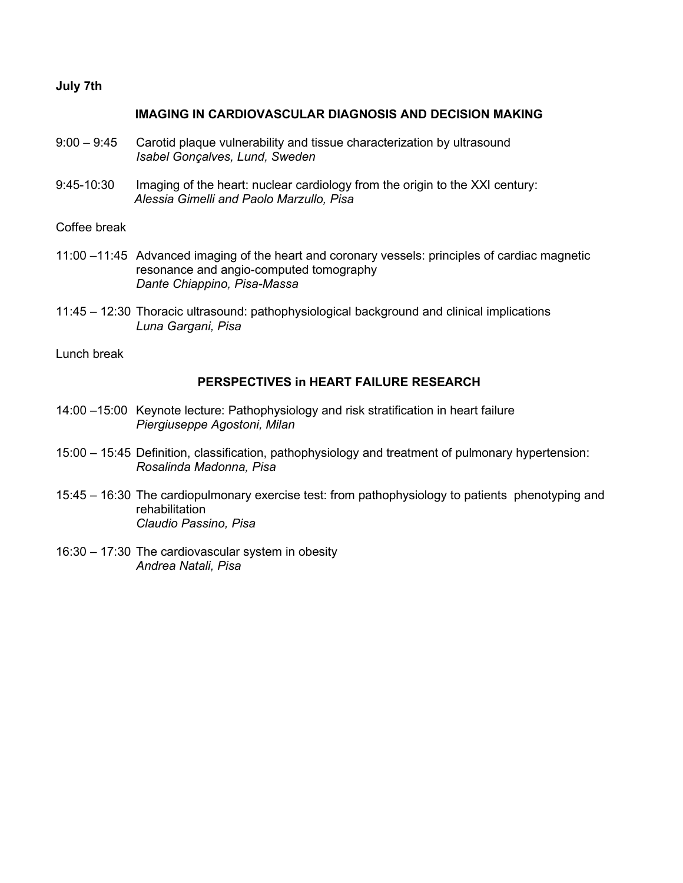**July 7th**

## IMAGING IN CARDIOVASCULAR DIAGNOSIS AND DECISION MAKING

9:00 – 9:45 Carotid plaque vulnerability and tissue characterization by ultrasound
*Isabel Gonçalves, Lund, Sweden*

9:45-10:30 Imaging of the heart: nuclear cardiology from the origin to the XXI century:
*Alessia Gimelli and Paolo Marzullo, Pisa*

Coffee break

11:00 –11:45 Advanced imaging of the heart and coronary vessels: principles of cardiac magnetic resonance and angio-computed tomography
*Dante Chiappino, Pisa-Massa*

11:45 – 12:30 Thoracic ultrasound: pathophysiological background and clinical implications
*Luna Gargani, Pisa*

Lunch break

## PERSPECTIVES in HEART FAILURE RESEARCH

14:00 –15:00 Keynote lecture: Pathophysiology and risk stratification in heart failure
*Piergiuseppe Agostoni, Milan*

15:00 – 15:45 Definition, classification, pathophysiology and treatment of pulmonary hypertension:
*Rosalinda Madonna, Pisa*

15:45 – 16:30 The cardiopulmonary exercise test: from pathophysiology to patients phenotyping and rehabilitation
*Claudio Passino, Pisa*

16:30 – 17:30 The cardiovascular system in obesity
*Andrea Natali, Pisa*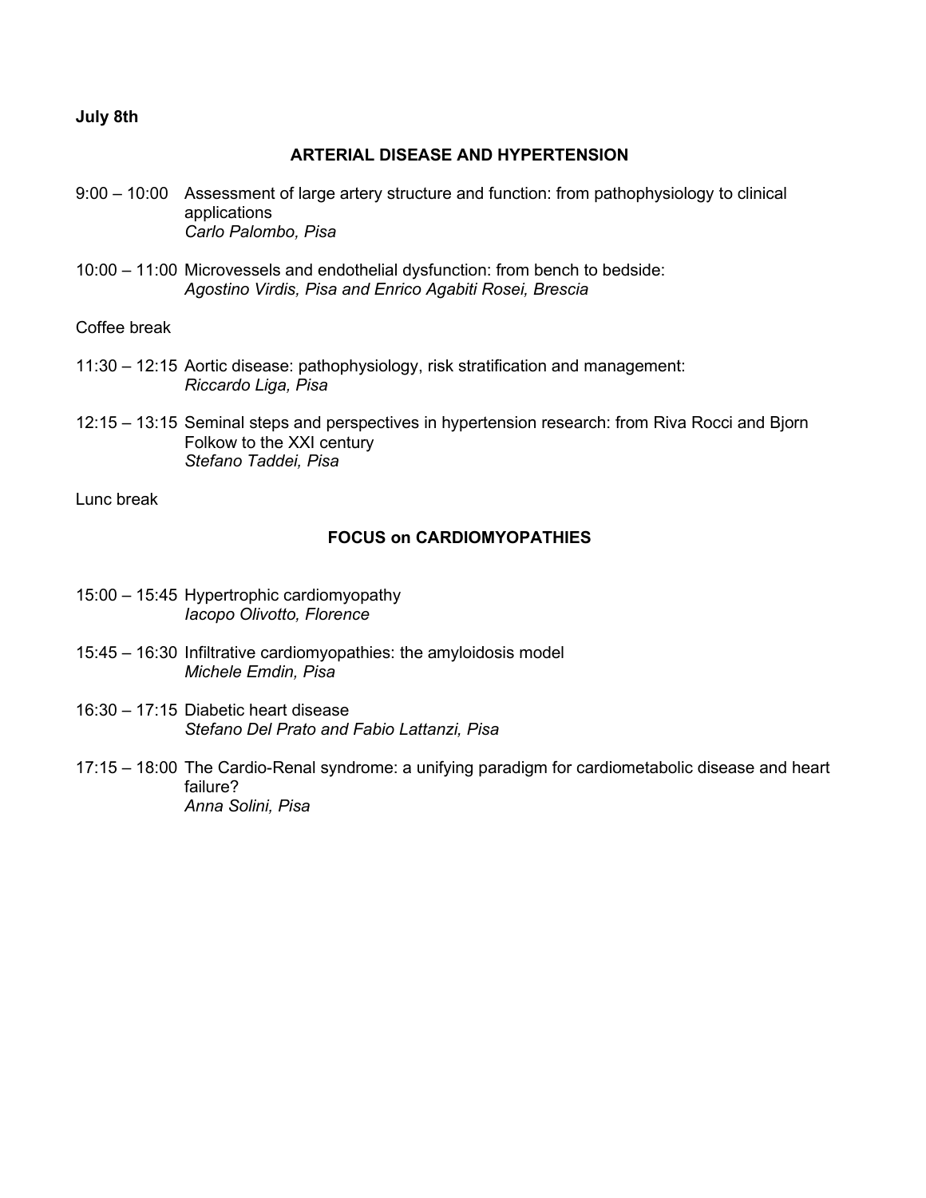**July 8th**

## ARTERIAL DISEASE AND HYPERTENSION

9:00 – 10:00 Assessment of large artery structure and function: from pathophysiology to clinical applications
*Carlo Palombo, Pisa*

10:00 – 11:00 Microvessels and endothelial dysfunction: from bench to bedside:
*Agostino Virdis, Pisa and Enrico Agabiti Rosei, Brescia*

Coffee break

11:30 – 12:15 Aortic disease: pathophysiology, risk stratification and management:
*Riccardo Liga, Pisa*

12:15 – 13:15 Seminal steps and perspectives in hypertension research: from Riva Rocci and Bjorn Folkow to the XXI century
*Stefano Taddei, Pisa*

Lunc break

## FOCUS on CARDIOMYOPATHIES

15:00 – 15:45 Hypertrophic cardiomyopathy
*Iacopo Olivotto, Florence*

15:45 – 16:30 Infiltrative cardiomyopathies: the amyloidosis model
*Michele Emdin, Pisa*

16:30 – 17:15 Diabetic heart disease
*Stefano Del Prato and Fabio Lattanzi, Pisa*

17:15 – 18:00 The Cardio-Renal syndrome: a unifying paradigm for cardiometabolic disease and heart failure?
*Anna Solini, Pisa*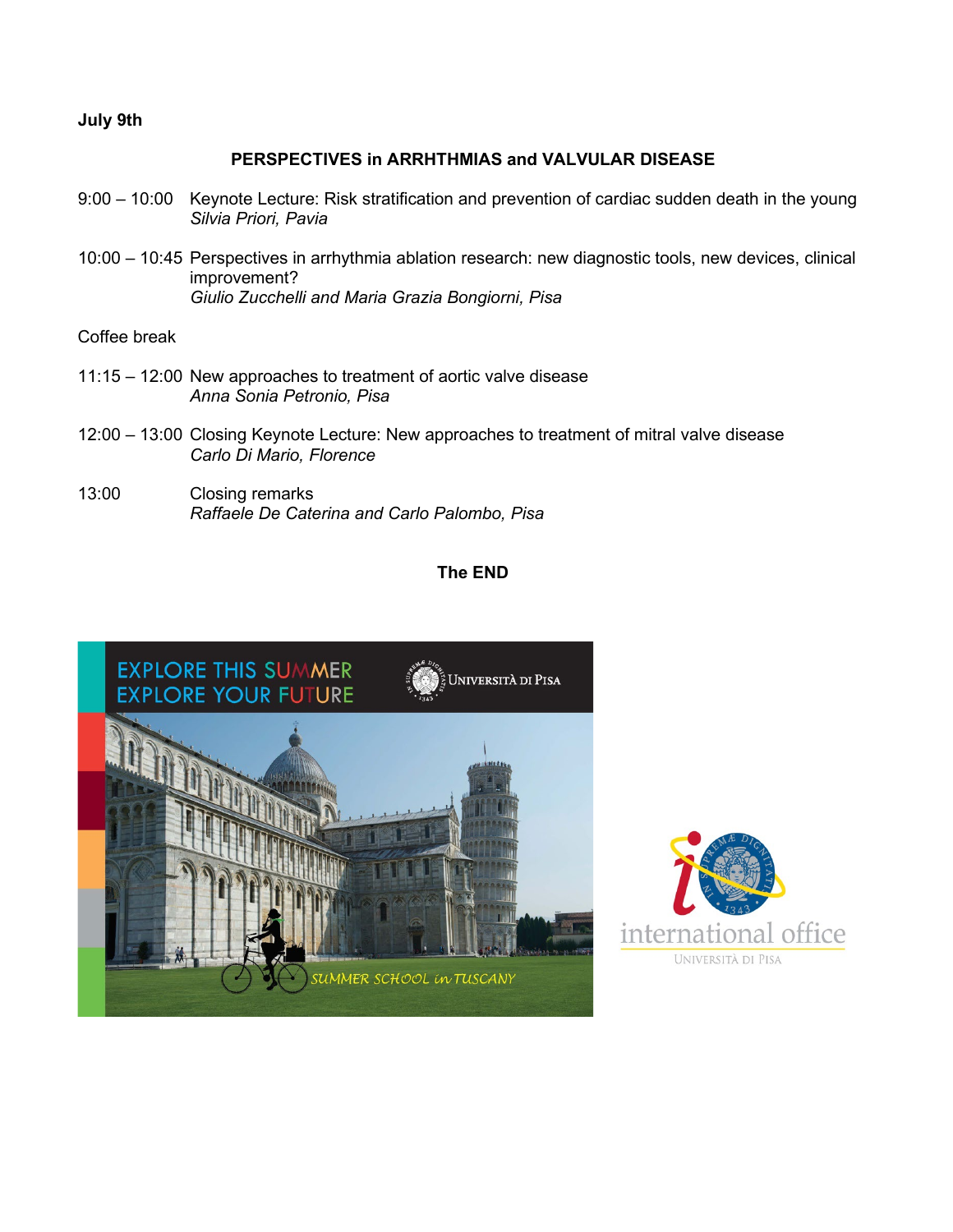**July 9th**

**PERSPECTIVES in ARRHYTHMIAS and VALVULAR DISEASE**

9:00 – 10:00 Keynote Lecture: Risk stratification and prevention of cardiac sudden death in the young
*Silvia Priori, Pavia*

10:00 – 10:45 Perspectives in arrhythmia ablation research: new diagnostic tools, new devices, clinical improvement?
*Giulio Zucchelli and Maria Grazia Bongiorni, Pisa*

Coffee break

11:15 – 12:00 New approaches to treatment of aortic valve disease
*Anna Sonia Petronio, Pisa*

12:00 – 13:00 Closing Keynote Lecture: New approaches to treatment of mitral valve disease
*Carlo Di Mario, Florence*

13:00 Closing remarks
*Raffaele De Caterina and Carlo Palombo, Pisa*

**The END**

EXPLORE THIS SUMMER
EXPLORE YOUR FUTURE

Università di Pisa

SUMMER SCHOOL in TUSCANY

international office
Università di Pisa